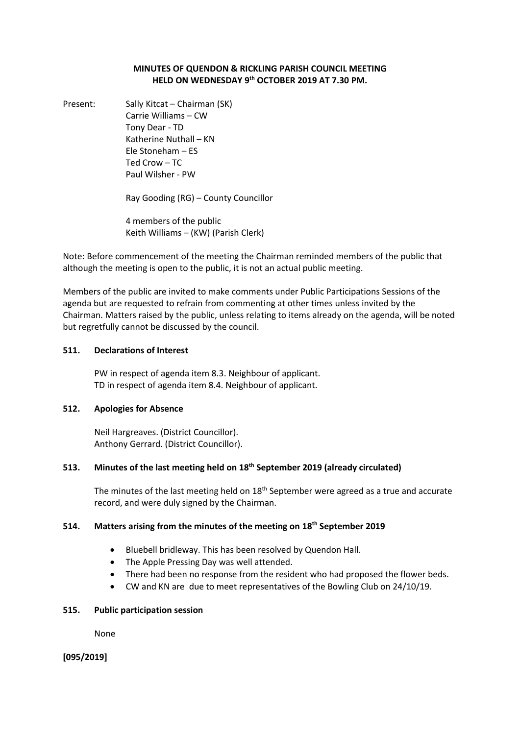**MINUTES OF QUENDON & RICKLING PARISH COUNCIL MEETING HELD ON WEDNESDAY 9th OCTOBER 2019 AT 7.30 PM.**

Present: Sally Kitcat – Chairman (SK)
Carrie Williams – CW
Tony Dear - TD
Katherine Nuthall – KN
Ele Stoneham – ES
Ted Crow – TC
Paul Wilsher - PW

Ray Gooding (RG) – County Councillor

4 members of the public
Keith Williams – (KW) (Parish Clerk)

Note: Before commencement of the meeting the Chairman reminded members of the public that although the meeting is open to the public, it is not an actual public meeting.

Members of the public are invited to make comments under Public Participations Sessions of the agenda but are requested to refrain from commenting at other times unless invited by the Chairman. Matters raised by the public, unless relating to items already on the agenda, will be noted but regretfully cannot be discussed by the council.

**511. Declarations of Interest**

PW in respect of agenda item 8.3. Neighbour of applicant.
TD in respect of agenda item 8.4. Neighbour of applicant.

**512. Apologies for Absence**

Neil Hargreaves. (District Councillor).
Anthony Gerrard. (District Councillor).

**513. Minutes of the last meeting held on 18th September 2019 (already circulated)**

The minutes of the last meeting held on 18th September were agreed as a true and accurate record, and were duly signed by the Chairman.

**514. Matters arising from the minutes of the meeting on 18th September 2019**

- Bluebell bridleway. This has been resolved by Quendon Hall.
- The Apple Pressing Day was well attended.
- There had been no response from the resident who had proposed the flower beds.
- CW and KN are due to meet representatives of the Bowling Club on 24/10/19.

**515. Public participation session**

None

**[095/2019]**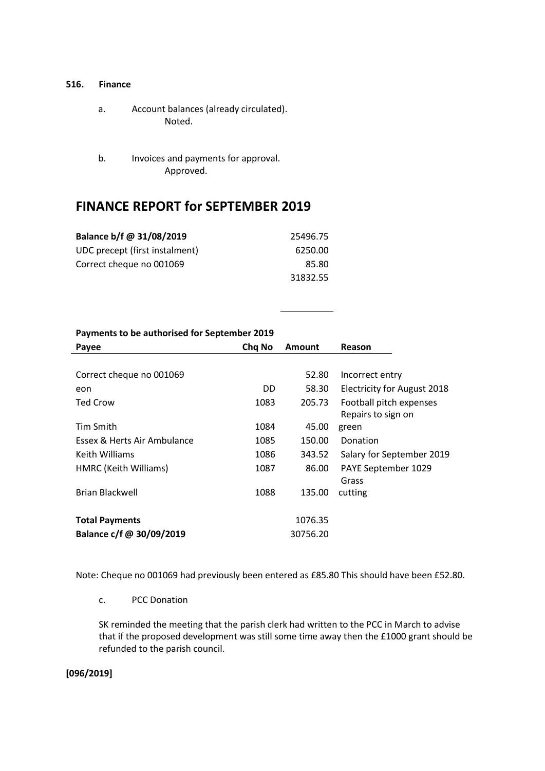**516. Finance**

a. Account balances (already circulated).
   Noted.

b. Invoices and payments for approval.
   Approved.

## FINANCE REPORT for SEPTEMBER 2019

| | |
|---|---|
| **Balance b/f @ 31/08/2019** | 25496.75 |
| UDC precept (first instalment) | 6250.00 |
| Correct cheque no 001069 | 85.80 |
| | 31832.55 |

**Payments to be authorised for September 2019**

| Payee | Chq No | Amount | Reason |
|---|---|---|---|
| Correct cheque no 001069 | | 52.80 | Incorrect entry |
| eon | DD | 58.30 | Electricity for August 2018 |
| Ted Crow | 1083 | 205.73 | Football pitch expenses |
| Tim Smith | 1084 | 45.00 | Repairs to sign on green |
| Essex & Herts Air Ambulance | 1085 | 150.00 | Donation |
| Keith Williams | 1086 | 343.52 | Salary for September 2019 |
| HMRC (Keith Williams) | 1087 | 86.00 | PAYE September 1029 |
| Brian Blackwell | 1088 | 135.00 | Grass cutting |
| **Total Payments** | | 1076.35 | |
| **Balance c/f @ 30/09/2019** | | 30756.20 | |

Note: Cheque no 001069 had previously been entered as £85.80 This should have been £52.80.

c. PCC Donation

SK reminded the meeting that the parish clerk had written to the PCC in March to advise that if the proposed development was still some time away then the £1000 grant should be refunded to the parish council.

**[096/2019]**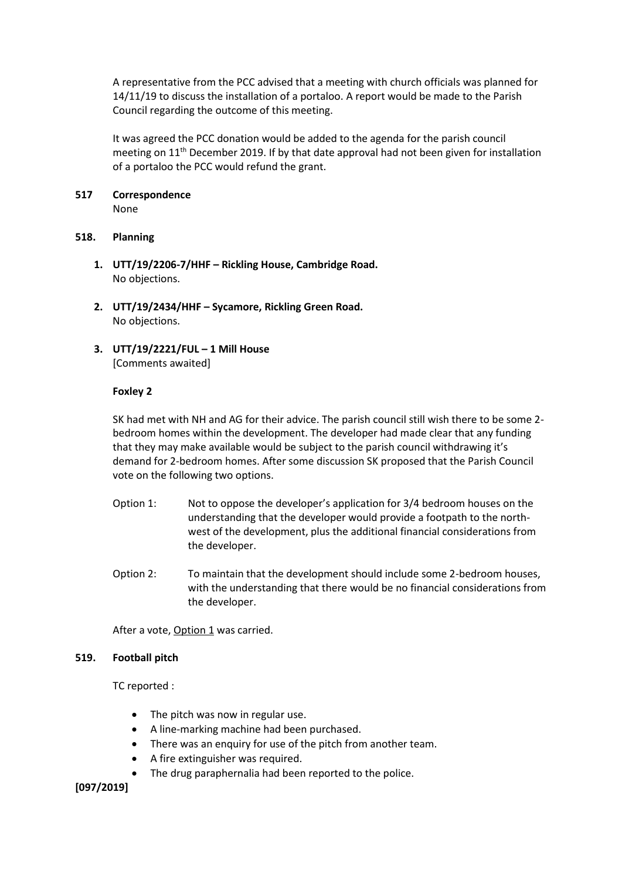A representative from the PCC advised that a meeting with church officials was planned for 14/11/19 to discuss the installation of a portaloo. A report would be made to the Parish Council regarding the outcome of this meeting.

It was agreed the PCC donation would be added to the agenda for the parish council meeting on 11th December 2019. If by that date approval had not been given for installation of a portaloo the PCC would refund the grant.

**517 Correspondence**

None

**518. Planning**

1. **UTT/19/2206-7/HHF – Rickling House, Cambridge Road.**
   No objections.

2. **UTT/19/2434/HHF – Sycamore, Rickling Green Road.**
   No objections.

3. **UTT/19/2221/FUL – 1 Mill House**
   [Comments awaited]

**Foxley 2**

SK had met with NH and AG for their advice. The parish council still wish there to be some 2-bedroom homes within the development. The developer had made clear that any funding that they may make available would be subject to the parish council withdrawing it's demand for 2-bedroom homes. After some discussion SK proposed that the Parish Council vote on the following two options.

Option 1: Not to oppose the developer's application for 3/4 bedroom houses on the understanding that the developer would provide a footpath to the north-west of the development, plus the additional financial considerations from the developer.

Option 2: To maintain that the development should include some 2-bedroom houses, with the understanding that there would be no financial considerations from the developer.

After a vote, <u>Option 1</u> was carried.

**519. Football pitch**

TC reported :

- The pitch was now in regular use.
- A line-marking machine had been purchased.
- There was an enquiry for use of the pitch from another team.
- A fire extinguisher was required.
- The drug paraphernalia had been reported to the police.

**[097/2019]**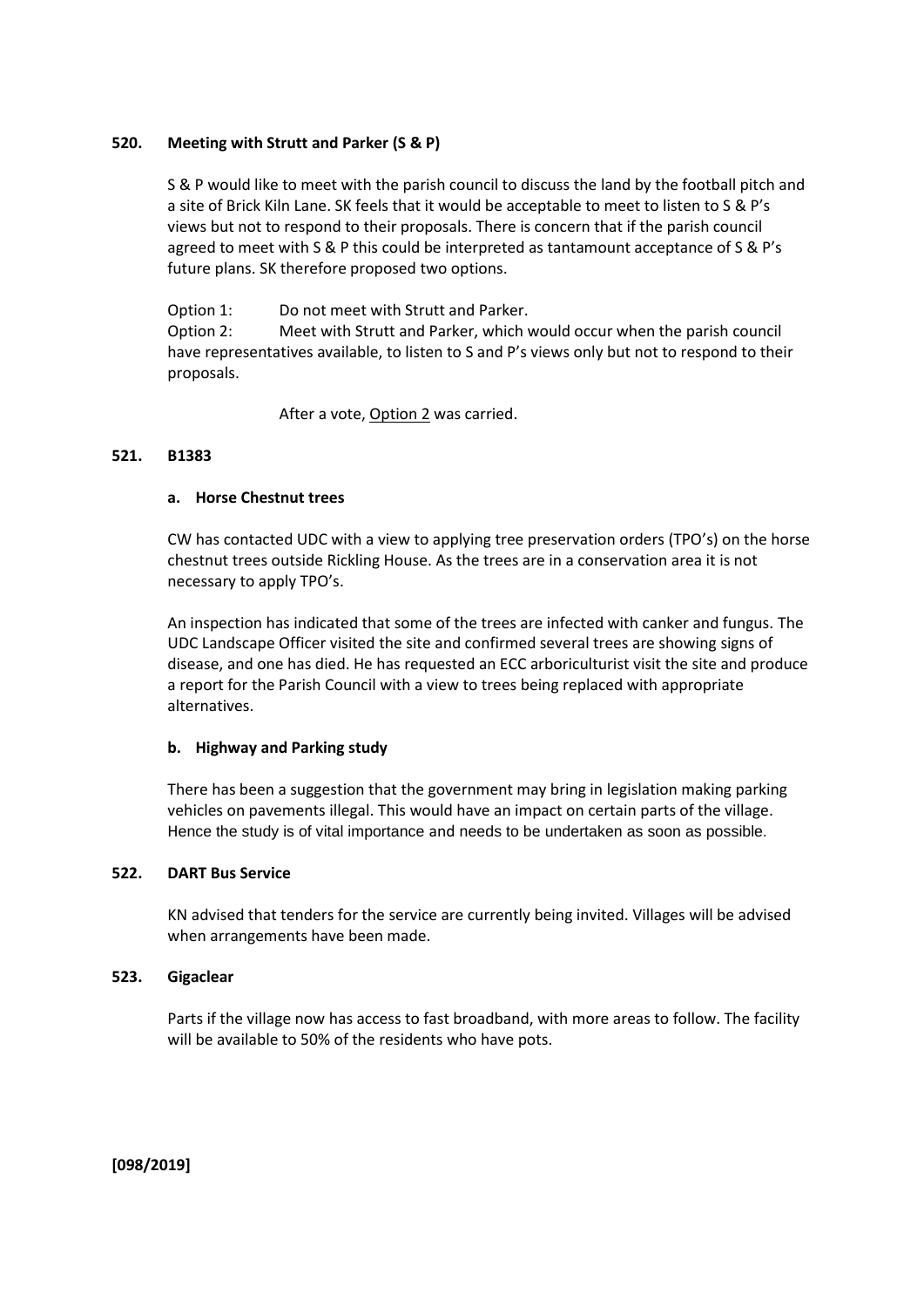**520. Meeting with Strutt and Parker (S & P)**

S & P would like to meet with the parish council to discuss the land by the football pitch and a site of Brick Kiln Lane. SK feels that it would be acceptable to meet to listen to S & P's views but not to respond to their proposals. There is concern that if the parish council agreed to meet with S & P this could be interpreted as tantamount acceptance of S & P's future plans. SK therefore proposed two options.

Option 1: Do not meet with Strutt and Parker.
Option 2: Meet with Strutt and Parker, which would occur when the parish council have representatives available, to listen to S and P's views only but not to respond to their proposals.

After a vote, <u>Option 2</u> was carried.

**521. B1383**

**a. Horse Chestnut trees**

CW has contacted UDC with a view to applying tree preservation orders (TPO's) on the horse chestnut trees outside Rickling House. As the trees are in a conservation area it is not necessary to apply TPO's.

An inspection has indicated that some of the trees are infected with canker and fungus. The UDC Landscape Officer visited the site and confirmed several trees are showing signs of disease, and one has died. He has requested an ECC arboriculturist visit the site and produce a report for the Parish Council with a view to trees being replaced with appropriate alternatives.

**b. Highway and Parking study**

There has been a suggestion that the government may bring in legislation making parking vehicles on pavements illegal. This would have an impact on certain parts of the village. Hence the study is of vital importance and needs to be undertaken as soon as possible.

**522. DART Bus Service**

KN advised that tenders for the service are currently being invited. Villages will be advised when arrangements have been made.

**523. Gigaclear**

Parts if the village now has access to fast broadband, with more areas to follow. The facility will be available to 50% of the residents who have pots.

**[098/2019]**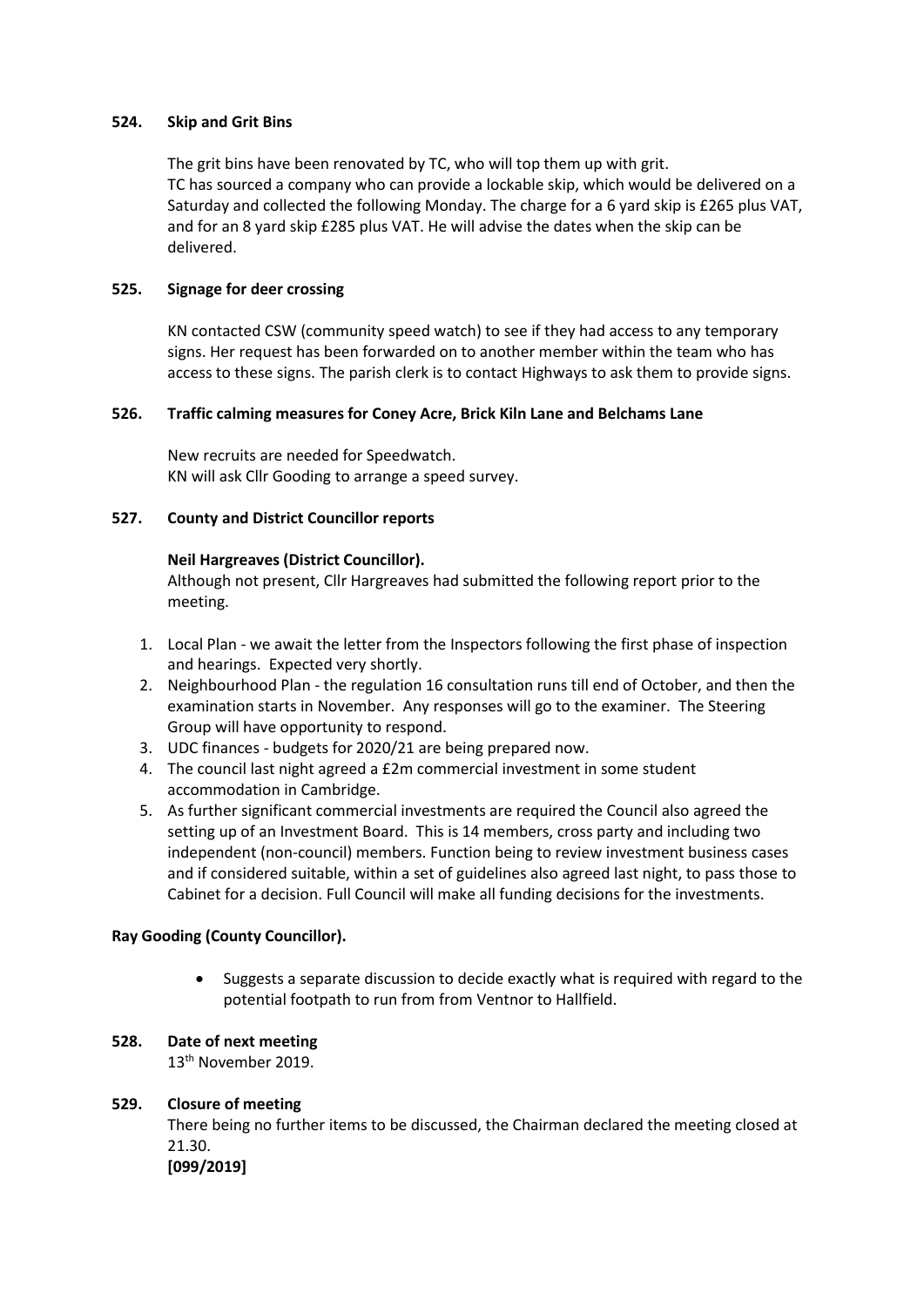**524. Skip and Grit Bins**

The grit bins have been renovated by TC, who will top them up with grit.
TC has sourced a company who can provide a lockable skip, which would be delivered on a Saturday and collected the following Monday. The charge for a 6 yard skip is £265 plus VAT, and for an 8 yard skip £285 plus VAT. He will advise the dates when the skip can be delivered.

**525. Signage for deer crossing**

KN contacted CSW (community speed watch) to see if they had access to any temporary signs. Her request has been forwarded on to another member within the team who has access to these signs. The parish clerk is to contact Highways to ask them to provide signs.

**526. Traffic calming measures for Coney Acre, Brick Kiln Lane and Belchams Lane**

New recruits are needed for Speedwatch.
KN will ask Cllr Gooding to arrange a speed survey.

**527. County and District Councillor reports**

**Neil Hargreaves (District Councillor).**
Although not present, Cllr Hargreaves had submitted the following report prior to the meeting.

1. Local Plan - we await the letter from the Inspectors following the first phase of inspection and hearings. Expected very shortly.
2. Neighbourhood Plan - the regulation 16 consultation runs till end of October, and then the examination starts in November. Any responses will go to the examiner. The Steering Group will have opportunity to respond.
3. UDC finances - budgets for 2020/21 are being prepared now.
4. The council last night agreed a £2m commercial investment in some student accommodation in Cambridge.
5. As further significant commercial investments are required the Council also agreed the setting up of an Investment Board. This is 14 members, cross party and including two independent (non-council) members. Function being to review investment business cases and if considered suitable, within a set of guidelines also agreed last night, to pass those to Cabinet for a decision. Full Council will make all funding decisions for the investments.

**Ray Gooding (County Councillor).**

- Suggests a separate discussion to decide exactly what is required with regard to the potential footpath to run from from Ventnor to Hallfield.

**528. Date of next meeting**
13th November 2019.

**529. Closure of meeting**
There being no further items to be discussed, the Chairman declared the meeting closed at 21.30.
**[099/2019]**